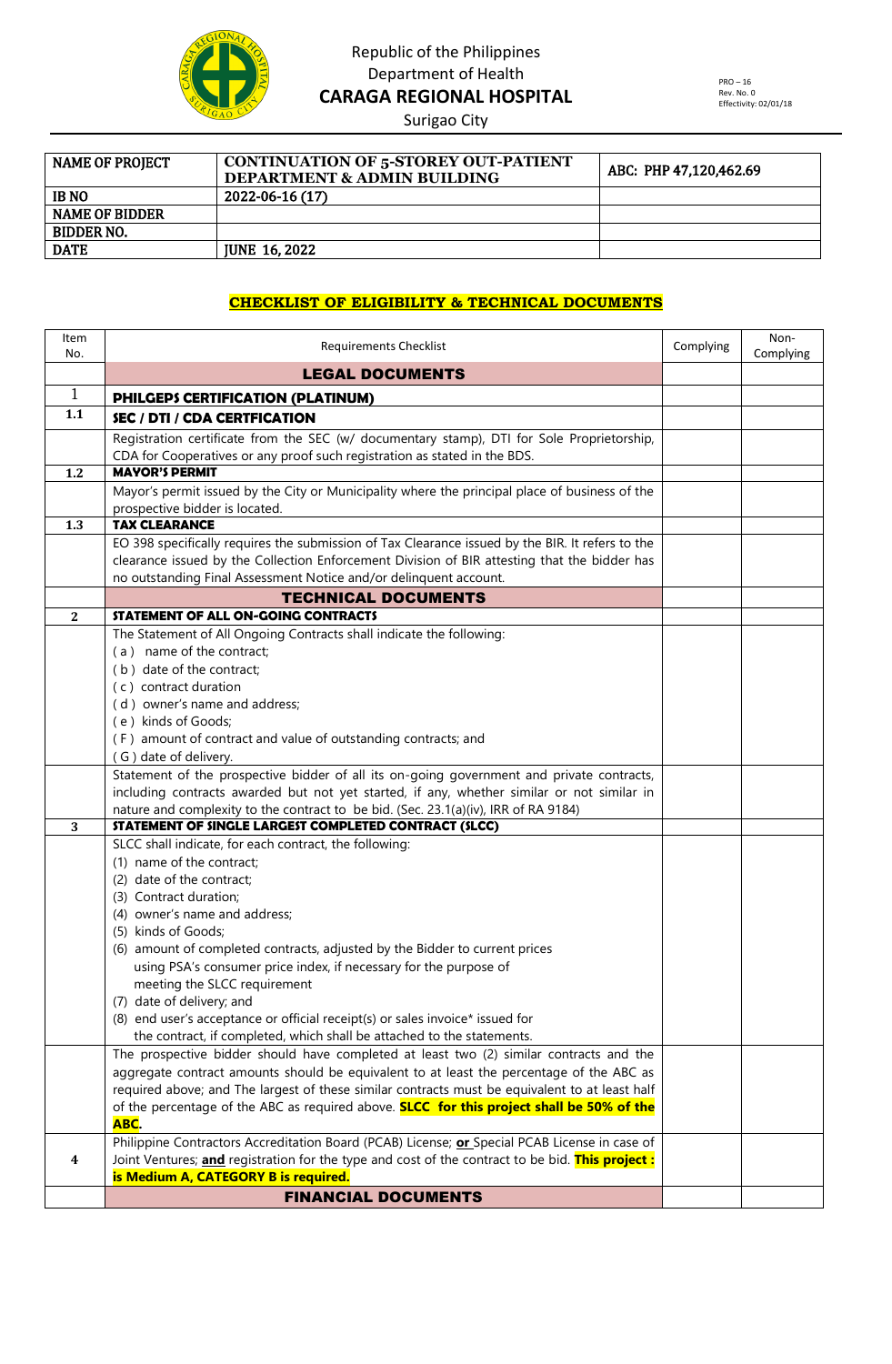Republic of the Philippines
Department of Health
**CARAGA REGIONAL HOSPITAL**
Surigao City

PRO – 16
Rev. No. 0
Effectivity: 02/01/18

| NAME OF PROJECT | CONTINUATION OF 5-STOREY OUT-PATIENT DEPARTMENT & ADMIN BUILDING | ABC: PHP 47,120,462.69 |
|---|---|---|
| IB NO | 2022-06-16 (17) | |
| NAME OF BIDDER | | |
| BIDDER NO. | | |
| DATE | JUNE 16, 2022 | |

## CHECKLIST OF ELIGIBILITY & TECHNICAL DOCUMENTS

| Item No. | Requirements Checklist | Complying | Non-Complying |
|---|---|---|---|
| | **LEGAL DOCUMENTS** | | |
| 1 | **PHILGEPS CERTIFICATION (PLATINUM)** | | |
| 1.1 | **SEC / DTI / CDA CERTFICATION** | | |
| | Registration certificate from the SEC (w/ documentary stamp), DTI for Sole Proprietorship, CDA for Cooperatives or any proof such registration as stated in the BDS. | | |
| 1.2 | **MAYOR'S PERMIT** | | |
| | Mayor's permit issued by the City or Municipality where the principal place of business of the prospective bidder is located. | | |
| 1.3 | **TAX CLEARANCE** | | |
| | EO 398 specifically requires the submission of Tax Clearance issued by the BIR. It refers to the clearance issued by the Collection Enforcement Division of BIR attesting that the bidder has no outstanding Final Assessment Notice and/or delinquent account. | | |
| | **TECHNICAL DOCUMENTS** | | |
| 2 | **STATEMENT OF ALL ON-GOING CONTRACTS** | | |
| | The Statement of All Ongoing Contracts shall indicate the following:<br>( a ) name of the contract;<br>( b ) date of the contract;<br>( c ) contract duration<br>( d ) owner's name and address;<br>( e ) kinds of Goods;<br>( F ) amount of contract and value of outstanding contracts; and<br>( G ) date of delivery. | | |
| | Statement of the prospective bidder of all its on-going government and private contracts, including contracts awarded but not yet started, if any, whether similar or not similar in nature and complexity to the contract to be bid. (Sec. 23.1(a)(iv), IRR of RA 9184) | | |
| 3 | **STATEMENT OF SINGLE LARGEST COMPLETED CONTRACT (SLCC)** | | |
| | SLCC shall indicate, for each contract, the following:<br>(1) name of the contract;<br>(2) date of the contract;<br>(3) Contract duration;<br>(4) owner's name and address;<br>(5) kinds of Goods;<br>(6) amount of completed contracts, adjusted by the Bidder to current prices using PSA's consumer price index, if necessary for the purpose of meeting the SLCC requirement<br>(7) date of delivery; and<br>(8) end user's acceptance or official receipt(s) or sales invoice* issued for the contract, if completed, which shall be attached to the statements. | | |
| | The prospective bidder should have completed at least two (2) similar contracts and the aggregate contract amounts should be equivalent to at least the percentage of the ABC as required above; and The largest of these similar contracts must be equivalent to at least half of the percentage of the ABC as required above. **SLCC for this project shall be 50% of the ABC.** | | |
| 4 | Philippine Contractors Accreditation Board (PCAB) License; **or** Special PCAB License in case of Joint Ventures; **and** registration for the type and cost of the contract to be bid. **This project : is Medium A, CATEGORY B is required.** | | |
| | **FINANCIAL DOCUMENTS** | | |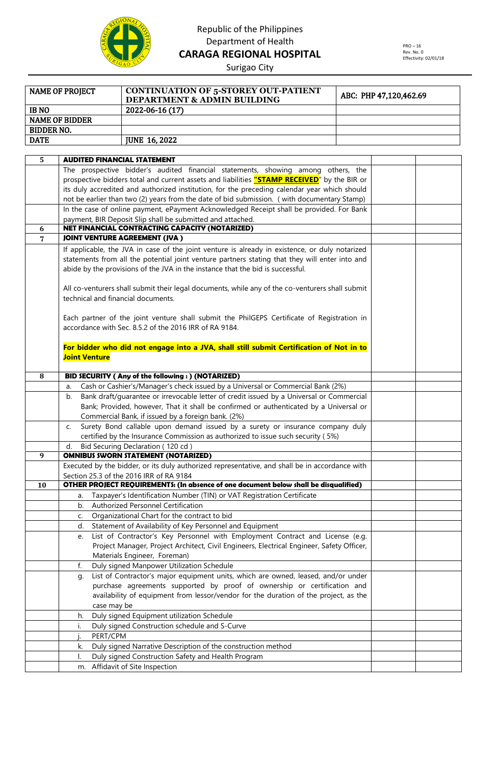Republic of the Philippines
Department of Health
**CARAGA REGIONAL HOSPITAL**
Surigao City

PRO – 16
Rev. No. 0
Effectivity: 02/01/18

| NAME OF PROJECT | CONTINUATION OF 5-STOREY OUT-PATIENT DEPARTMENT & ADMIN BUILDING | ABC: PHP 47,120,462.69 |
|---|---|---|
| IB NO | 2022-06-16 (17) | |
| NAME OF BIDDER | | |
| BIDDER NO. | | |
| DATE | JUNE 16, 2022 | |

| | | | |
|---|---|---|---|
| 5 | **AUDITED FINANCIAL STATEMENT** | | |
| | The prospective bidder's audited financial statements, showing among others, the prospective bidders total and current assets and liabilities **"STAMP RECEIVED"** by the BIR or its duly accredited and authorized institution, for the preceding calendar year which should not be earlier than two (2) years from the date of bid submission. ( with documentary Stamp) | | |
| | In the case of online payment, ePayment Acknowledged Receipt shall be provided. For Bank payment, BIR Deposit Slip shall be submitted and attached. | | |
| 6 | **NET FINANCIAL CONTRACTING CAPACITY (NOTARIZED)** | | |
| 7 | **JOINT VENTURE AGREEMENT (JVA )** | | |
| | If applicable, the JVA in case of the joint venture is already in existence, or duly notarized statements from all the potential joint venture partners stating that they will enter into and abide by the provisions of the JVA in the instance that the bid is successful.<br><br>All co-venturers shall submit their legal documents, while any of the co-venturers shall submit technical and financial documents.<br><br>Each partner of the joint venture shall submit the PhilGEPS Certificate of Registration in accordance with Sec. 8.5.2 of the 2016 IRR of RA 9184.<br><br>**For bidder who did not engage into a JVA, shall still submit Certification of Not in to Joint Venture** | | |
| 8 | **BID SECURITY ( Any of the following : ) (NOTARIZED)** | | |
| | a. Cash or Cashier's/Manager's check issued by a Universal or Commercial Bank (2%) | | |
| | b. Bank draft/guarantee or irrevocable letter of credit issued by a Universal or Commercial Bank; Provided, however, That it shall be confirmed or authenticated by a Universal or Commercial Bank, if issued by a foreign bank. (2%) | | |
| | c. Surety Bond callable upon demand issued by a surety or insurance company duly certified by the Insurance Commission as authorized to issue such security ( 5%) | | |
| | d. Bid Securing Declaration ( 120 cd ) | | |
| 9 | **OMNIBUS SWORN STATEMENT (NOTARIZED)** | | |
| | Executed by the bidder, or its duly authorized representative, and shall be in accordance with Section 25.3 of the 2016 IRR of RA 9184 | | |
| 10 | **OTHER PROJECT REQUIREMENTS: (In absence of one document below shall be disqualified)** | | |
| | a. Taxpayer's Identification Number (TIN) or VAT Registration Certificate | | |
| | b. Authorized Personnel Certification | | |
| | c. Organizational Chart for the contract to bid | | |
| | d. Statement of Availability of Key Personnel and Equipment | | |
| | e. List of Contractor's Key Personnel with Employment Contract and License (e.g. Project Manager, Project Architect, Civil Engineers, Electrical Engineer, Safety Officer, Materials Engineer, Foreman) | | |
| | f. Duly signed Manpower Utilization Schedule | | |
| | g. List of Contractor's major equipment units, which are owned, leased, and/or under purchase agreements supported by proof of ownership or certification and availability of equipment from lessor/vendor for the duration of the project, as the case may be | | |
| | h. Duly signed Equipment utilization Schedule | | |
| | i. Duly signed Construction schedule and S-Curve | | |
| | j. PERT/CPM | | |
| | k. Duly signed Narrative Description of the construction method | | |
| | l. Duly signed Construction Safety and Health Program | | |
| | m. Affidavit of Site Inspection | | |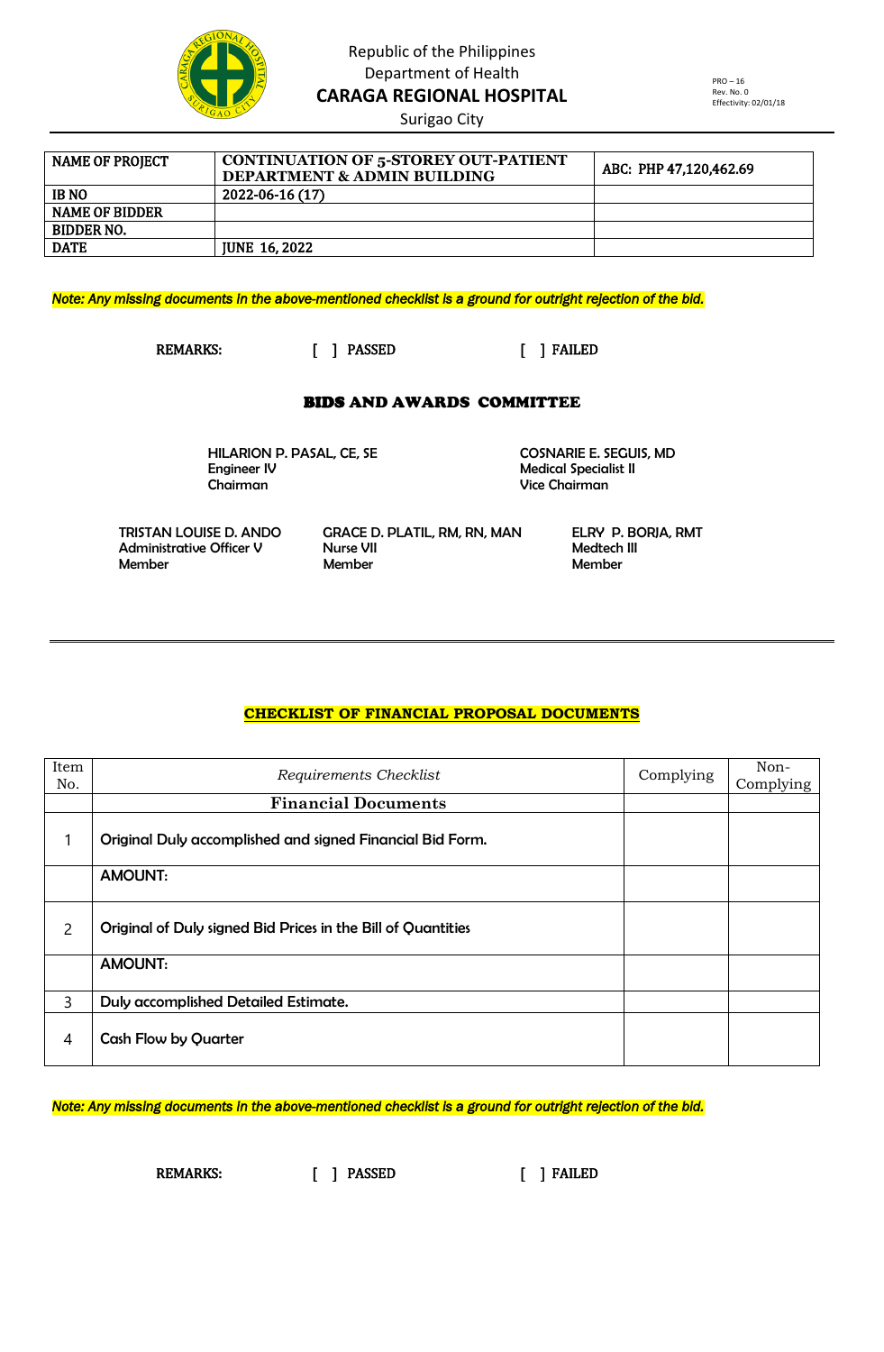Republic of the Philippines
Department of Health
**CARAGA REGIONAL HOSPITAL**
Surigao City

PRO – 16
Rev. No. 0
Effectivity: 02/01/18

| NAME OF PROJECT | CONTINUATION OF 5-STOREY OUT-PATIENT DEPARTMENT & ADMIN BUILDING | ABC: PHP 47,120,462.69 |
|---|---|---|
| IB NO | 2022-06-16 (17) | |
| NAME OF BIDDER | | |
| BIDDER NO. | | |
| DATE | JUNE 16, 2022 | |

***Note: Any missing documents in the above-mentioned checklist is a ground for outright rejection of the bid.***

**REMARKS:** [ ] **PASSED** [ ] **FAILED**

## BIDS AND AWARDS COMMITTEE

**HILARION P. PASAL, CE, SE**
Engineer IV
Chairman

**COSNARIE E. SEGUIS, MD**
Medical Specialist II
Vice Chairman

**TRISTAN LOUISE D. ANDO**
Administrative Officer V
Member

**GRACE D. PLATIL, RM, RN, MAN**
Nurse VII
Member

**ELRY P. BORJA, RMT**
Medtech III
Member

---

## CHECKLIST OF FINANCIAL PROPOSAL DOCUMENTS

| Item No. | *Requirements Checklist* | Complying | Non-Complying |
|---|---|---|---|
| | **Financial Documents** | | |
| 1 | **Original Duly accomplished and signed Financial Bid Form.** | | |
| | **AMOUNT:** | | |
| 2 | Original of Duly signed Bid Prices in the Bill of Quantities | | |
| | **AMOUNT:** | | |
| 3 | Duly accomplished Detailed Estimate. | | |
| 4 | Cash Flow by Quarter | | |

***Note: Any missing documents in the above-mentioned checklist is a ground for outright rejection of the bid.***

**REMARKS:** [ ] **PASSED** [ ] **FAILED**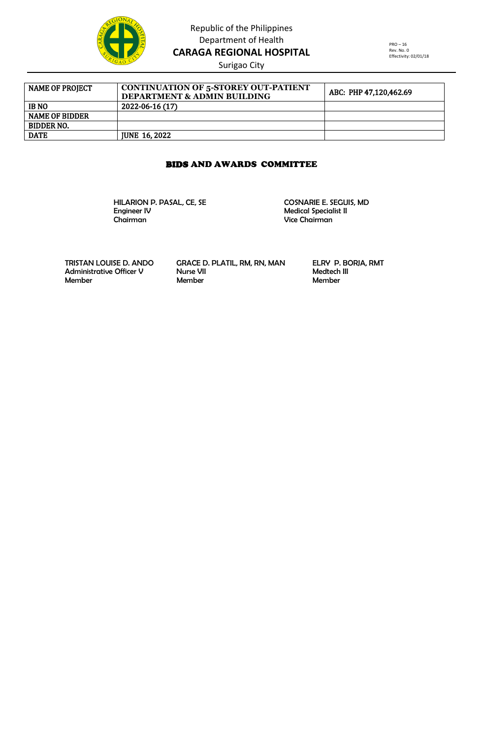Republic of the Philippines
Department of Health
**CARAGA REGIONAL HOSPITAL**
Surigao City

PRO – 16
Rev. No. 0
Effectivity: 02/01/18

| | | |
|---|---|---|
| NAME OF PROJECT | **CONTINUATION OF 5-STOREY OUT-PATIENT DEPARTMENT & ADMIN BUILDING** | ABC: PHP 47,120,462.69 |
| IB NO | 2022-06-16 (17) | |
| NAME OF BIDDER | | |
| BIDDER NO. | | |
| DATE | JUNE 16, 2022 | |

## BIDS AND AWARDS COMMITTEE

HILARION P. PASAL, CE, SE
Engineer IV
Chairman

COSNARIE E. SEGUIS, MD
Medical Specialist II
Vice Chairman

TRISTAN LOUISE D. ANDO
Administrative Officer V
Member

GRACE D. PLATIL, RM, RN, MAN
Nurse VII
Member

ELRY P. BORJA, RMT
Medtech III
Member